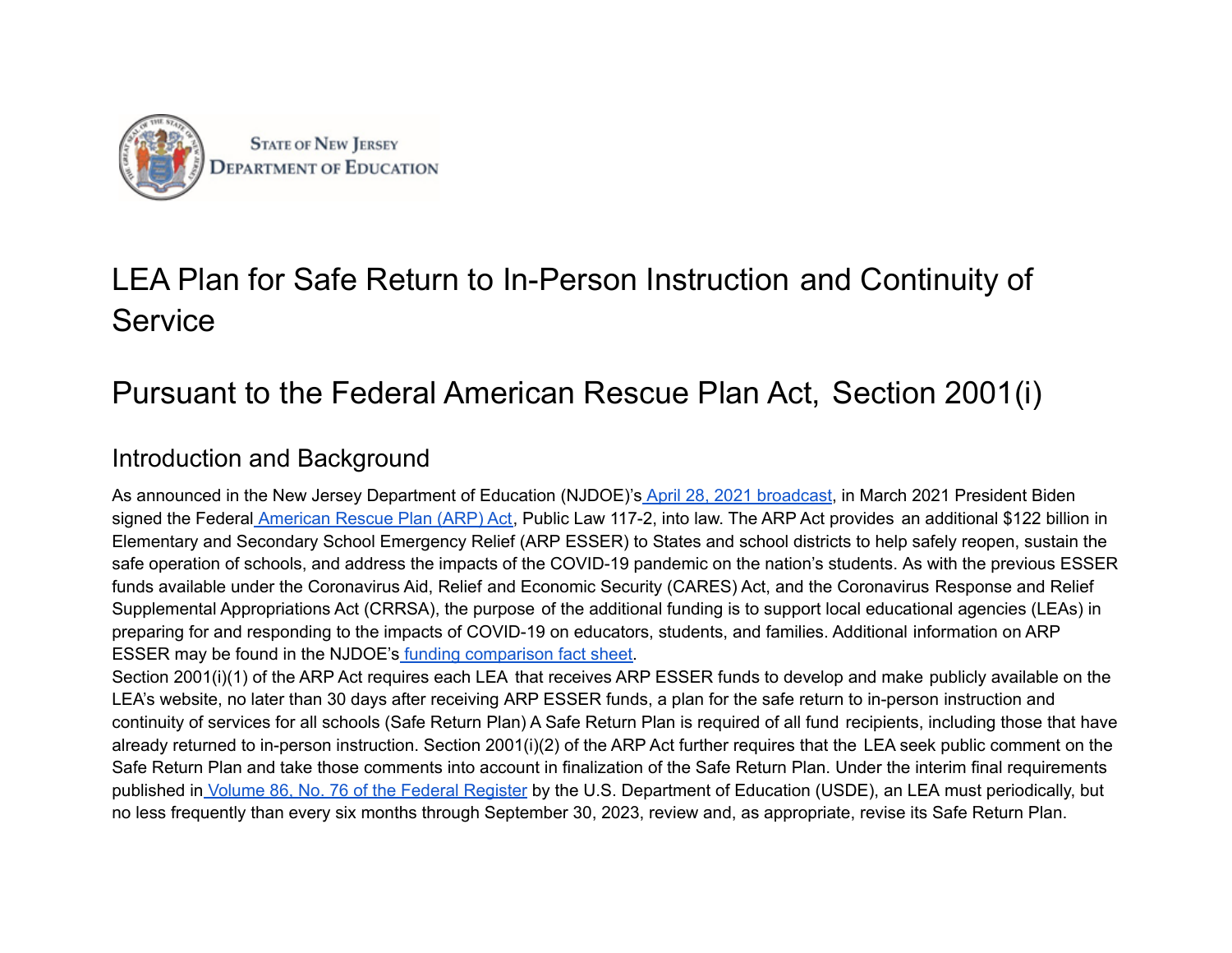State of New Jersey
Department of Education

# LEA Plan for Safe Return to In-Person Instruction and Continuity of Service

# Pursuant to the Federal American Rescue Plan Act, Section 2001(i)

## Introduction and Background

As announced in the New Jersey Department of Education (NJDOE)'s April 28, 2021 broadcast, in March 2021 President Biden signed the Federal American Rescue Plan (ARP) Act, Public Law 117-2, into law. The ARP Act provides an additional $122 billion in Elementary and Secondary School Emergency Relief (ARP ESSER) to States and school districts to help safely reopen, sustain the safe operation of schools, and address the impacts of the COVID-19 pandemic on the nation's students. As with the previous ESSER funds available under the Coronavirus Aid, Relief and Economic Security (CARES) Act, and the Coronavirus Response and Relief Supplemental Appropriations Act (CRRSA), the purpose of the additional funding is to support local educational agencies (LEAs) in preparing for and responding to the impacts of COVID-19 on educators, students, and families. Additional information on ARP ESSER may be found in the NJDOE's funding comparison fact sheet.

Section 2001(i)(1) of the ARP Act requires each LEA that receives ARP ESSER funds to develop and make publicly available on the LEA's website, no later than 30 days after receiving ARP ESSER funds, a plan for the safe return to in-person instruction and continuity of services for all schools (Safe Return Plan) A Safe Return Plan is required of all fund recipients, including those that have already returned to in-person instruction. Section 2001(i)(2) of the ARP Act further requires that the LEA seek public comment on the Safe Return Plan and take those comments into account in finalization of the Safe Return Plan. Under the interim final requirements published in Volume 86, No. 76 of the Federal Register by the U.S. Department of Education (USDE), an LEA must periodically, but no less frequently than every six months through September 30, 2023, review and, as appropriate, revise its Safe Return Plan.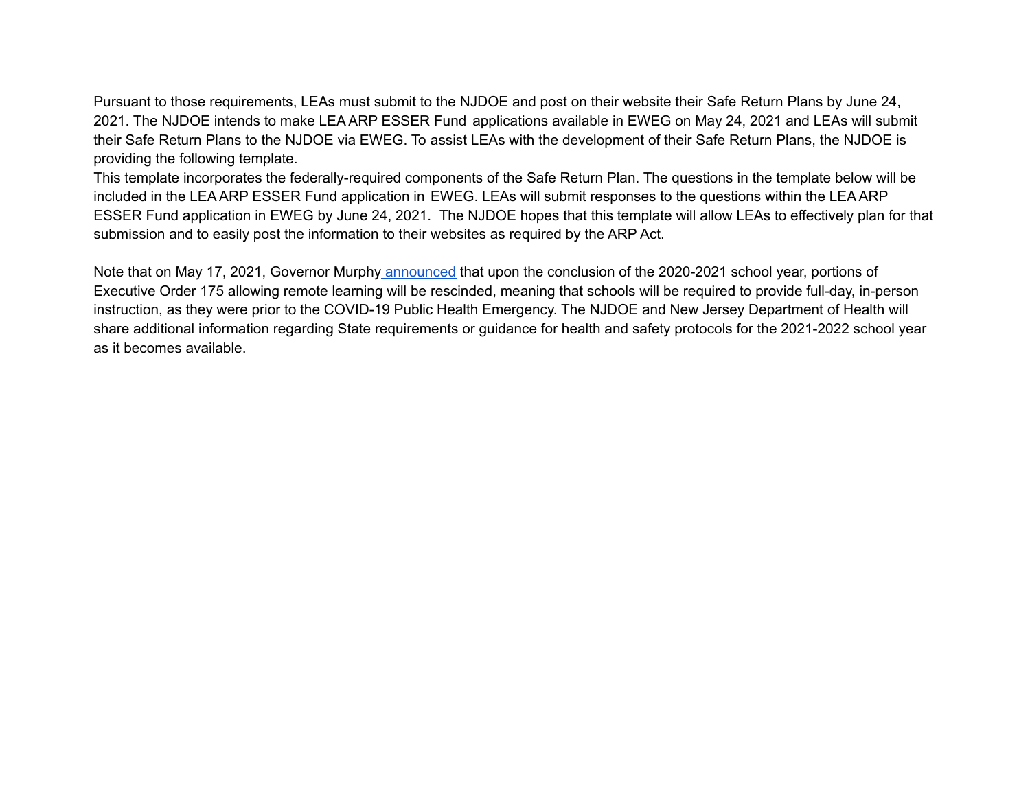Pursuant to those requirements, LEAs must submit to the NJDOE and post on their website their Safe Return Plans by June 24, 2021. The NJDOE intends to make LEA ARP ESSER Fund applications available in EWEG on May 24, 2021 and LEAs will submit their Safe Return Plans to the NJDOE via EWEG. To assist LEAs with the development of their Safe Return Plans, the NJDOE is providing the following template.

This template incorporates the federally-required components of the Safe Return Plan. The questions in the template below will be included in the LEA ARP ESSER Fund application in EWEG. LEAs will submit responses to the questions within the LEA ARP ESSER Fund application in EWEG by June 24, 2021. The NJDOE hopes that this template will allow LEAs to effectively plan for that submission and to easily post the information to their websites as required by the ARP Act.

Note that on May 17, 2021, Governor Murphy announced that upon the conclusion of the 2020-2021 school year, portions of Executive Order 175 allowing remote learning will be rescinded, meaning that schools will be required to provide full-day, in-person instruction, as they were prior to the COVID-19 Public Health Emergency. The NJDOE and New Jersey Department of Health will share additional information regarding State requirements or guidance for health and safety protocols for the 2021-2022 school year as it becomes available.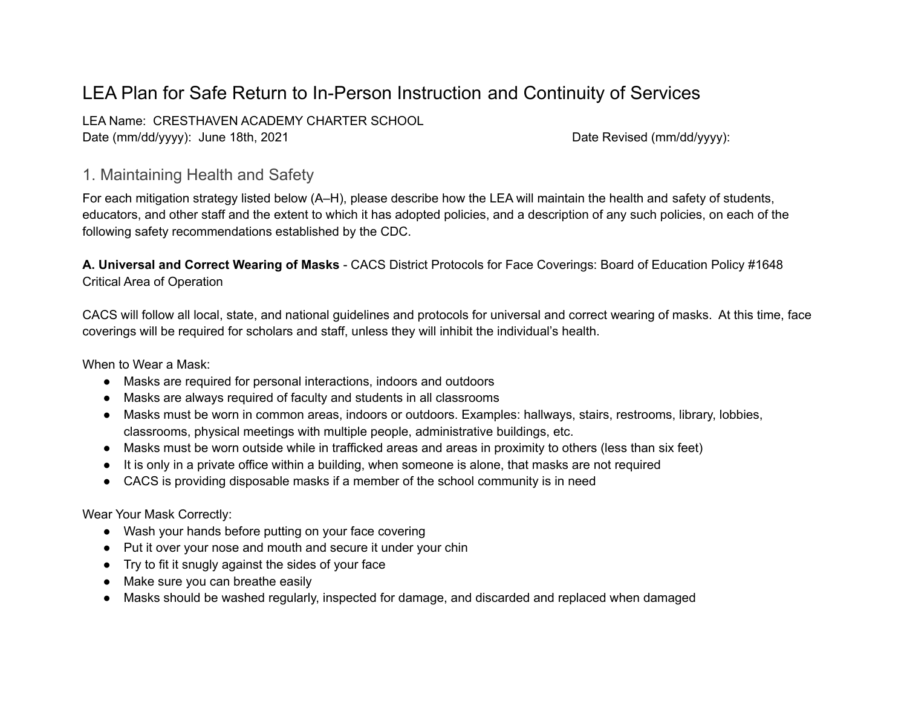# LEA Plan for Safe Return to In-Person Instruction and Continuity of Services

LEA Name: CRESTHAVEN ACADEMY CHARTER SCHOOL
Date (mm/dd/yyyy): June 18th, 2021 Date Revised (mm/dd/yyyy):

## 1. Maintaining Health and Safety

For each mitigation strategy listed below (A–H), please describe how the LEA will maintain the health and safety of students, educators, and other staff and the extent to which it has adopted policies, and a description of any such policies, on each of the following safety recommendations established by the CDC.

**A. Universal and Correct Wearing of Masks** - CACS District Protocols for Face Coverings: Board of Education Policy #1648 Critical Area of Operation

CACS will follow all local, state, and national guidelines and protocols for universal and correct wearing of masks. At this time, face coverings will be required for scholars and staff, unless they will inhibit the individual's health.

When to Wear a Mask:

- Masks are required for personal interactions, indoors and outdoors
- Masks are always required of faculty and students in all classrooms
- Masks must be worn in common areas, indoors or outdoors. Examples: hallways, stairs, restrooms, library, lobbies, classrooms, physical meetings with multiple people, administrative buildings, etc.
- Masks must be worn outside while in trafficked areas and areas in proximity to others (less than six feet)
- It is only in a private office within a building, when someone is alone, that masks are not required
- CACS is providing disposable masks if a member of the school community is in need

Wear Your Mask Correctly:

- Wash your hands before putting on your face covering
- Put it over your nose and mouth and secure it under your chin
- Try to fit it snugly against the sides of your face
- Make sure you can breathe easily
- Masks should be washed regularly, inspected for damage, and discarded and replaced when damaged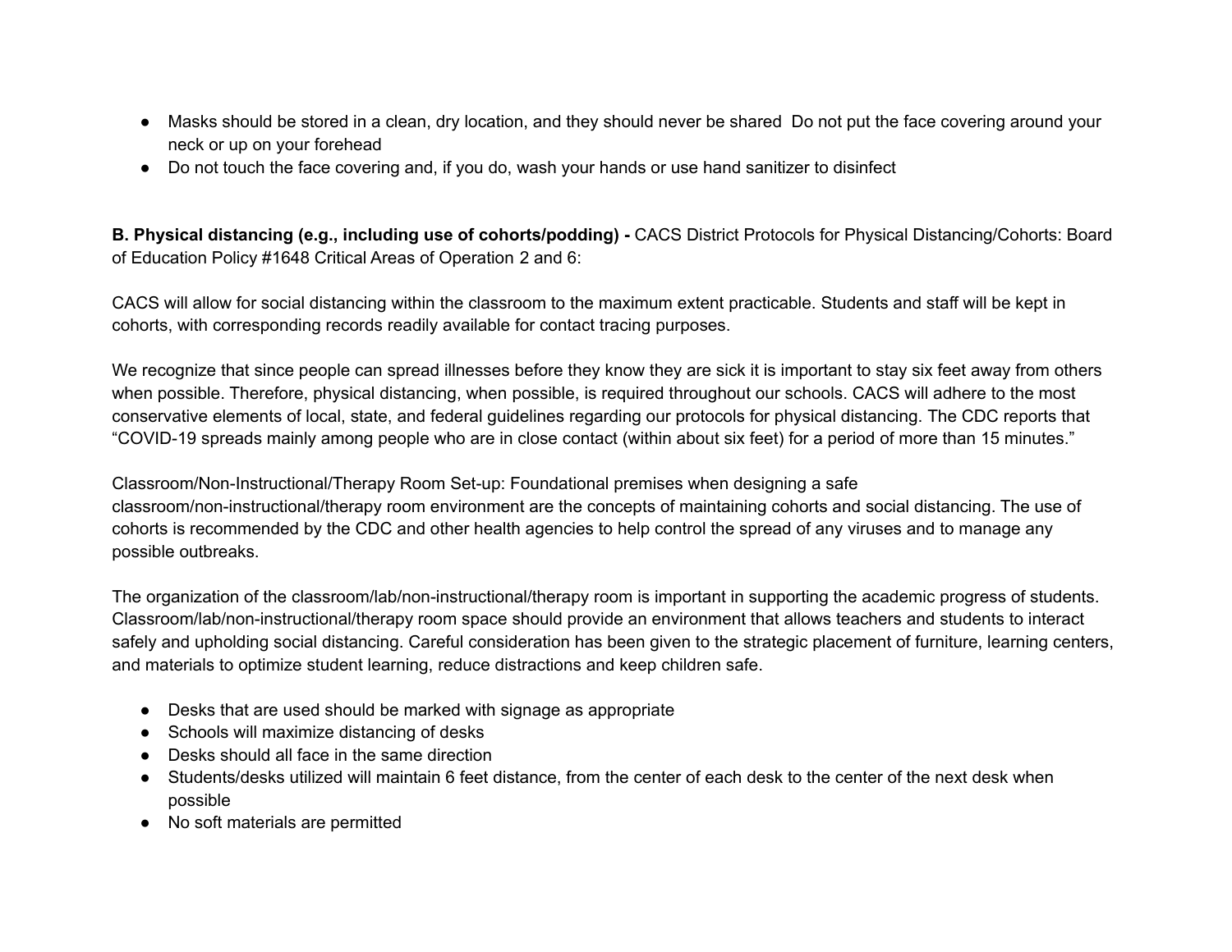- Masks should be stored in a clean, dry location, and they should never be shared  Do not put the face covering around your neck or up on your forehead
- Do not touch the face covering and, if you do, wash your hands or use hand sanitizer to disinfect

**B. Physical distancing (e.g., including use of cohorts/podding) -** CACS District Protocols for Physical Distancing/Cohorts: Board of Education Policy #1648 Critical Areas of Operation 2 and 6:

CACS will allow for social distancing within the classroom to the maximum extent practicable. Students and staff will be kept in cohorts, with corresponding records readily available for contact tracing purposes.

We recognize that since people can spread illnesses before they know they are sick it is important to stay six feet away from others when possible. Therefore, physical distancing, when possible, is required throughout our schools. CACS will adhere to the most conservative elements of local, state, and federal guidelines regarding our protocols for physical distancing. The CDC reports that "COVID-19 spreads mainly among people who are in close contact (within about six feet) for a period of more than 15 minutes."

Classroom/Non-Instructional/Therapy Room Set-up: Foundational premises when designing a safe classroom/non-instructional/therapy room environment are the concepts of maintaining cohorts and social distancing. The use of cohorts is recommended by the CDC and other health agencies to help control the spread of any viruses and to manage any possible outbreaks.

The organization of the classroom/lab/non-instructional/therapy room is important in supporting the academic progress of students. Classroom/lab/non-instructional/therapy room space should provide an environment that allows teachers and students to interact safely and upholding social distancing. Careful consideration has been given to the strategic placement of furniture, learning centers, and materials to optimize student learning, reduce distractions and keep children safe.

- Desks that are used should be marked with signage as appropriate
- Schools will maximize distancing of desks
- Desks should all face in the same direction
- Students/desks utilized will maintain 6 feet distance, from the center of each desk to the center of the next desk when possible
- No soft materials are permitted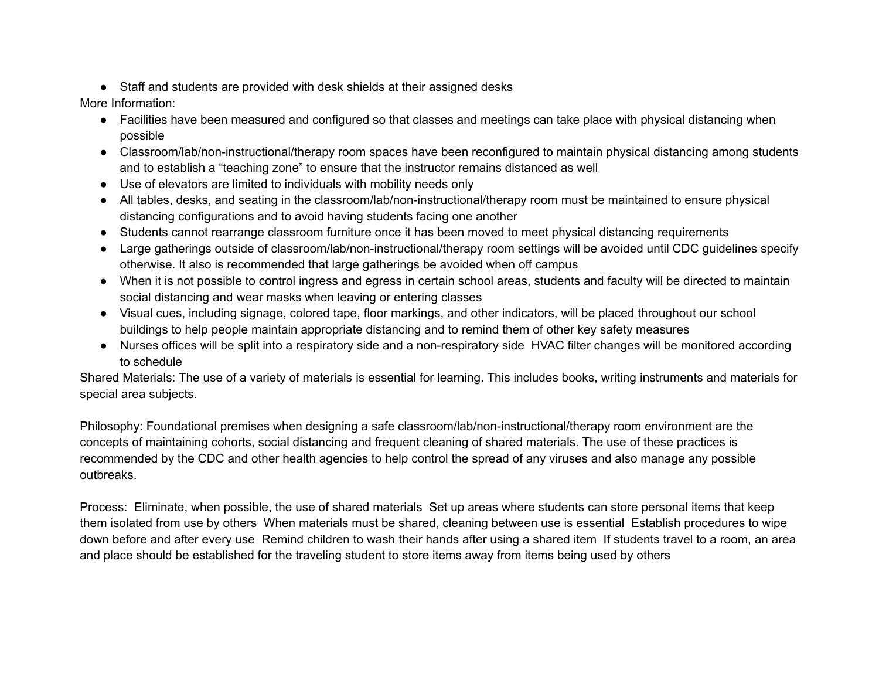- Staff and students are provided with desk shields at their assigned desks

More Information:

- Facilities have been measured and configured so that classes and meetings can take place with physical distancing when possible
- Classroom/lab/non-instructional/therapy room spaces have been reconfigured to maintain physical distancing among students and to establish a “teaching zone” to ensure that the instructor remains distanced as well
- Use of elevators are limited to individuals with mobility needs only
- All tables, desks, and seating in the classroom/lab/non-instructional/therapy room must be maintained to ensure physical distancing configurations and to avoid having students facing one another
- Students cannot rearrange classroom furniture once it has been moved to meet physical distancing requirements
- Large gatherings outside of classroom/lab/non-instructional/therapy room settings will be avoided until CDC guidelines specify otherwise. It also is recommended that large gatherings be avoided when off campus
- When it is not possible to control ingress and egress in certain school areas, students and faculty will be directed to maintain social distancing and wear masks when leaving or entering classes
- Visual cues, including signage, colored tape, floor markings, and other indicators, will be placed throughout our school buildings to help people maintain appropriate distancing and to remind them of other key safety measures
- Nurses offices will be split into a respiratory side and a non-respiratory side  HVAC filter changes will be monitored according to schedule

Shared Materials: The use of a variety of materials is essential for learning. This includes books, writing instruments and materials for special area subjects.

Philosophy: Foundational premises when designing a safe classroom/lab/non-instructional/therapy room environment are the concepts of maintaining cohorts, social distancing and frequent cleaning of shared materials. The use of these practices is recommended by the CDC and other health agencies to help control the spread of any viruses and also manage any possible outbreaks.

Process:  Eliminate, when possible, the use of shared materials  Set up areas where students can store personal items that keep them isolated from use by others  When materials must be shared, cleaning between use is essential  Establish procedures to wipe down before and after every use  Remind children to wash their hands after using a shared item  If students travel to a room, an area and place should be established for the traveling student to store items away from items being used by others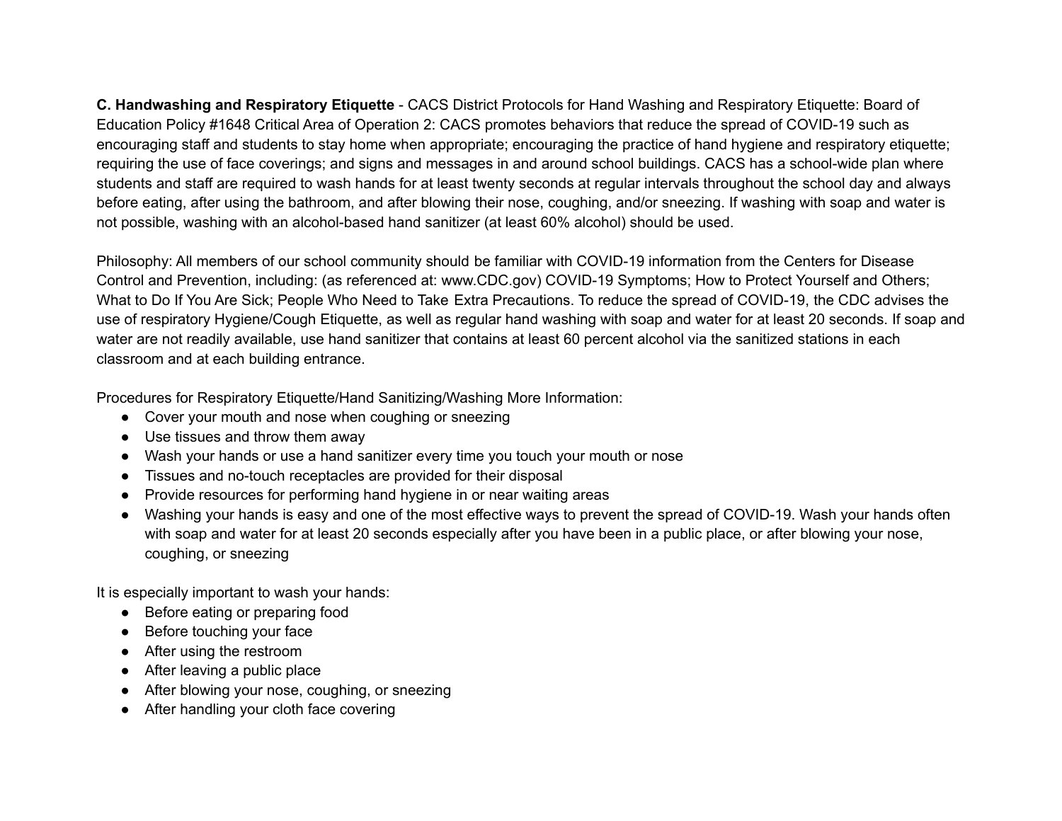**C. Handwashing and Respiratory Etiquette** - CACS District Protocols for Hand Washing and Respiratory Etiquette: Board of Education Policy #1648 Critical Area of Operation 2: CACS promotes behaviors that reduce the spread of COVID-19 such as encouraging staff and students to stay home when appropriate; encouraging the practice of hand hygiene and respiratory etiquette; requiring the use of face coverings; and signs and messages in and around school buildings. CACS has a school-wide plan where students and staff are required to wash hands for at least twenty seconds at regular intervals throughout the school day and always before eating, after using the bathroom, and after blowing their nose, coughing, and/or sneezing. If washing with soap and water is not possible, washing with an alcohol-based hand sanitizer (at least 60% alcohol) should be used.

Philosophy: All members of our school community should be familiar with COVID-19 information from the Centers for Disease Control and Prevention, including: (as referenced at: www.CDC.gov) COVID-19 Symptoms; How to Protect Yourself and Others; What to Do If You Are Sick; People Who Need to Take Extra Precautions. To reduce the spread of COVID-19, the CDC advises the use of respiratory Hygiene/Cough Etiquette, as well as regular hand washing with soap and water for at least 20 seconds. If soap and water are not readily available, use hand sanitizer that contains at least 60 percent alcohol via the sanitized stations in each classroom and at each building entrance.

Procedures for Respiratory Etiquette/Hand Sanitizing/Washing More Information:

- Cover your mouth and nose when coughing or sneezing
- Use tissues and throw them away
- Wash your hands or use a hand sanitizer every time you touch your mouth or nose
- Tissues and no-touch receptacles are provided for their disposal
- Provide resources for performing hand hygiene in or near waiting areas
- Washing your hands is easy and one of the most effective ways to prevent the spread of COVID-19. Wash your hands often with soap and water for at least 20 seconds especially after you have been in a public place, or after blowing your nose, coughing, or sneezing

It is especially important to wash your hands:

- Before eating or preparing food
- Before touching your face
- After using the restroom
- After leaving a public place
- After blowing your nose, coughing, or sneezing
- After handling your cloth face covering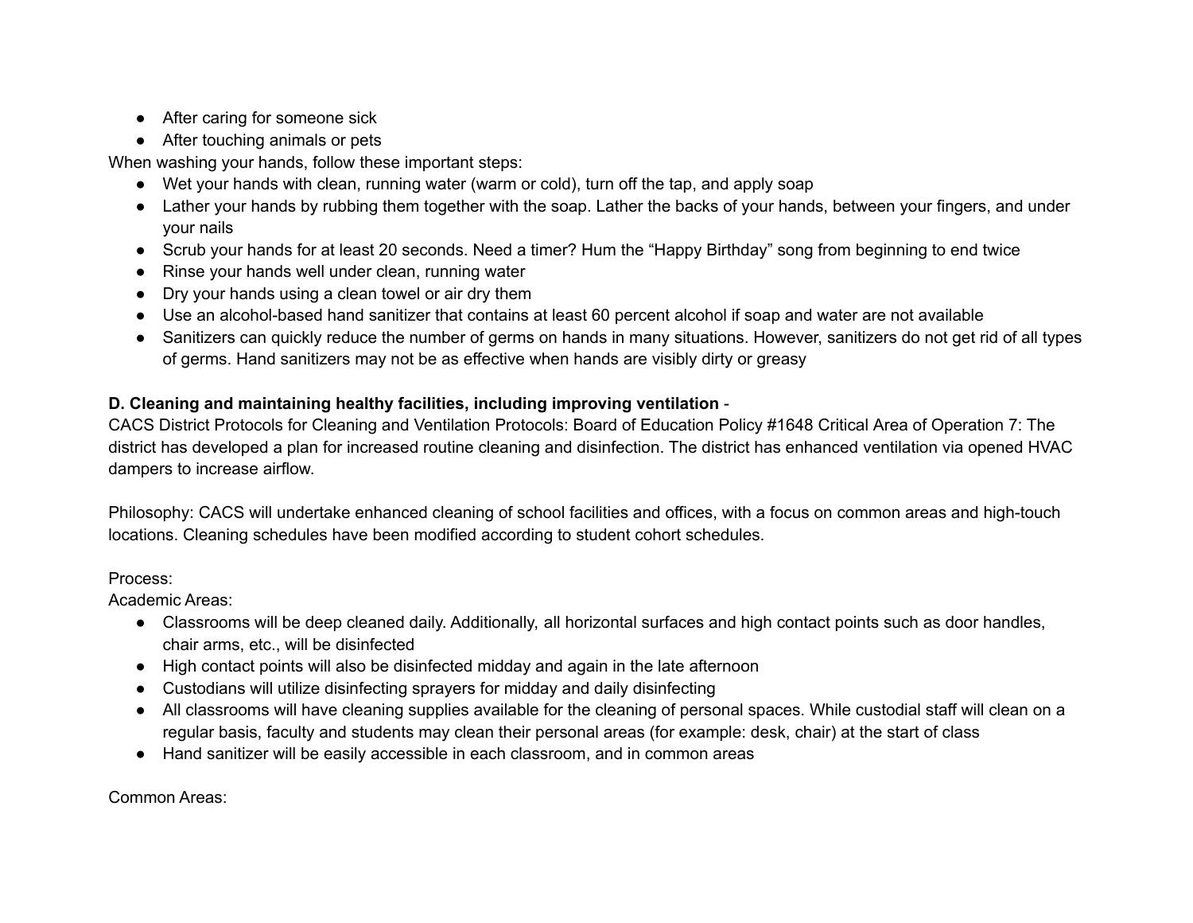- After caring for someone sick
- After touching animals or pets

When washing your hands, follow these important steps:

- Wet your hands with clean, running water (warm or cold), turn off the tap, and apply soap
- Lather your hands by rubbing them together with the soap. Lather the backs of your hands, between your fingers, and under your nails
- Scrub your hands for at least 20 seconds. Need a timer? Hum the "Happy Birthday" song from beginning to end twice
- Rinse your hands well under clean, running water
- Dry your hands using a clean towel or air dry them
- Use an alcohol-based hand sanitizer that contains at least 60 percent alcohol if soap and water are not available
- Sanitizers can quickly reduce the number of germs on hands in many situations. However, sanitizers do not get rid of all types of germs. Hand sanitizers may not be as effective when hands are visibly dirty or greasy

**D. Cleaning and maintaining healthy facilities, including improving ventilation** -

CACS District Protocols for Cleaning and Ventilation Protocols: Board of Education Policy #1648 Critical Area of Operation 7: The district has developed a plan for increased routine cleaning and disinfection. The district has enhanced ventilation via opened HVAC dampers to increase airflow.

Philosophy: CACS will undertake enhanced cleaning of school facilities and offices, with a focus on common areas and high-touch locations. Cleaning schedules have been modified according to student cohort schedules.

Process:

Academic Areas:

- Classrooms will be deep cleaned daily. Additionally, all horizontal surfaces and high contact points such as door handles, chair arms, etc., will be disinfected
- High contact points will also be disinfected midday and again in the late afternoon
- Custodians will utilize disinfecting sprayers for midday and daily disinfecting
- All classrooms will have cleaning supplies available for the cleaning of personal spaces. While custodial staff will clean on a regular basis, faculty and students may clean their personal areas (for example: desk, chair) at the start of class
- Hand sanitizer will be easily accessible in each classroom, and in common areas

Common Areas: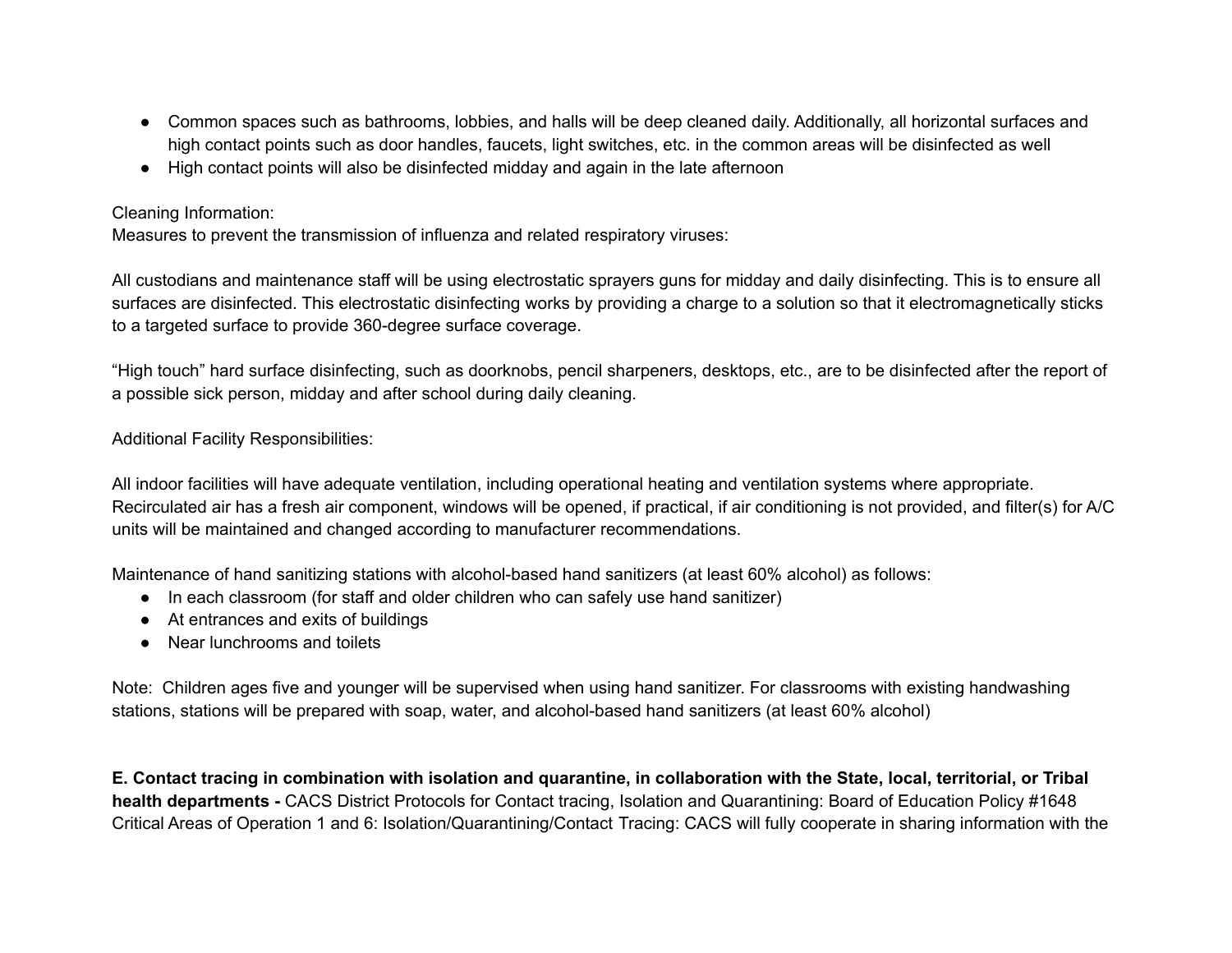- Common spaces such as bathrooms, lobbies, and halls will be deep cleaned daily. Additionally, all horizontal surfaces and high contact points such as door handles, faucets, light switches, etc. in the common areas will be disinfected as well
- High contact points will also be disinfected midday and again in the late afternoon

Cleaning Information:
Measures to prevent the transmission of influenza and related respiratory viruses:

All custodians and maintenance staff will be using electrostatic sprayers guns for midday and daily disinfecting. This is to ensure all surfaces are disinfected. This electrostatic disinfecting works by providing a charge to a solution so that it electromagnetically sticks to a targeted surface to provide 360-degree surface coverage.

“High touch” hard surface disinfecting, such as doorknobs, pencil sharpeners, desktops, etc., are to be disinfected after the report of a possible sick person, midday and after school during daily cleaning.

Additional Facility Responsibilities:

All indoor facilities will have adequate ventilation, including operational heating and ventilation systems where appropriate. Recirculated air has a fresh air component, windows will be opened, if practical, if air conditioning is not provided, and filter(s) for A/C units will be maintained and changed according to manufacturer recommendations.

Maintenance of hand sanitizing stations with alcohol-based hand sanitizers (at least 60% alcohol) as follows:

- In each classroom (for staff and older children who can safely use hand sanitizer)
- At entrances and exits of buildings
- Near lunchrooms and toilets

Note: Children ages five and younger will be supervised when using hand sanitizer. For classrooms with existing handwashing stations, stations will be prepared with soap, water, and alcohol-based hand sanitizers (at least 60% alcohol)

**E. Contact tracing in combination with isolation and quarantine, in collaboration with the State, local, territorial, or Tribal health departments -** CACS District Protocols for Contact tracing, Isolation and Quarantining: Board of Education Policy #1648 Critical Areas of Operation 1 and 6: Isolation/Quarantining/Contact Tracing: CACS will fully cooperate in sharing information with the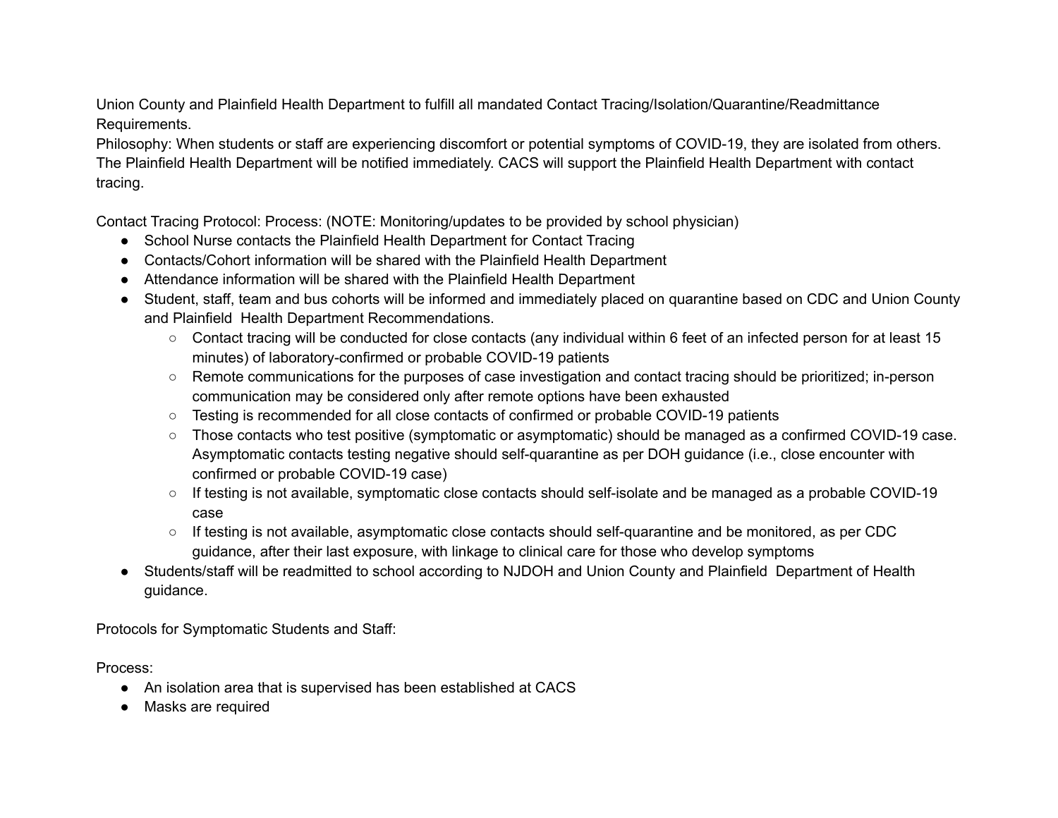Union County and Plainfield Health Department to fulfill all mandated Contact Tracing/Isolation/Quarantine/Readmittance Requirements.

Philosophy: When students or staff are experiencing discomfort or potential symptoms of COVID-19, they are isolated from others. The Plainfield Health Department will be notified immediately. CACS will support the Plainfield Health Department with contact tracing.

Contact Tracing Protocol: Process: (NOTE: Monitoring/updates to be provided by school physician)

- School Nurse contacts the Plainfield Health Department for Contact Tracing
- Contacts/Cohort information will be shared with the Plainfield Health Department
- Attendance information will be shared with the Plainfield Health Department
- Student, staff, team and bus cohorts will be informed and immediately placed on quarantine based on CDC and Union County and Plainfield Health Department Recommendations.
    - Contact tracing will be conducted for close contacts (any individual within 6 feet of an infected person for at least 15 minutes) of laboratory-confirmed or probable COVID-19 patients
    - Remote communications for the purposes of case investigation and contact tracing should be prioritized; in-person communication may be considered only after remote options have been exhausted
    - Testing is recommended for all close contacts of confirmed or probable COVID-19 patients
    - Those contacts who test positive (symptomatic or asymptomatic) should be managed as a confirmed COVID-19 case. Asymptomatic contacts testing negative should self-quarantine as per DOH guidance (i.e., close encounter with confirmed or probable COVID-19 case)
    - If testing is not available, symptomatic close contacts should self-isolate and be managed as a probable COVID-19 case
    - If testing is not available, asymptomatic close contacts should self-quarantine and be monitored, as per CDC guidance, after their last exposure, with linkage to clinical care for those who develop symptoms
- Students/staff will be readmitted to school according to NJDOH and Union County and Plainfield Department of Health guidance.

Protocols for Symptomatic Students and Staff:

Process:

- An isolation area that is supervised has been established at CACS
- Masks are required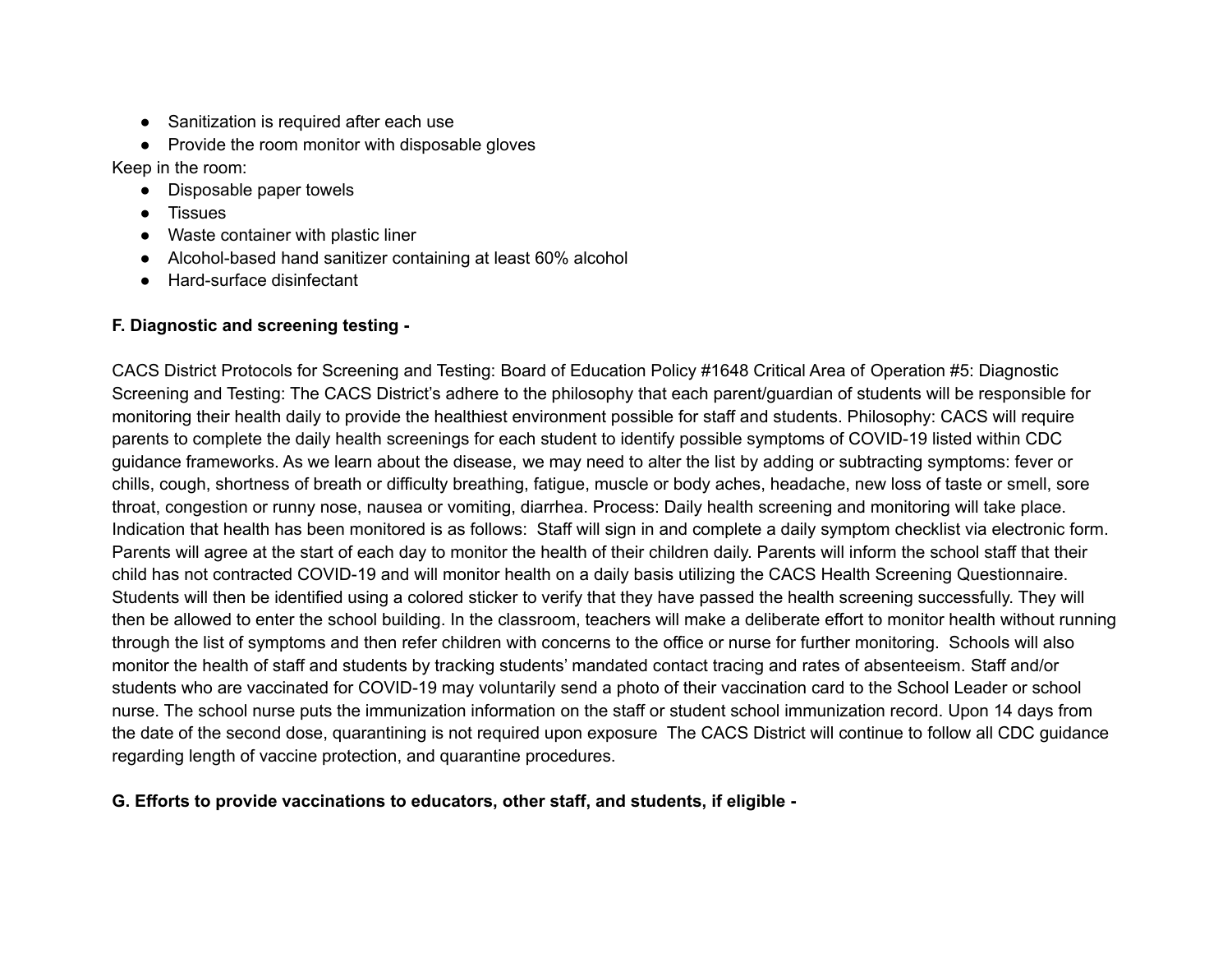- Sanitization is required after each use
- Provide the room monitor with disposable gloves

Keep in the room:

- Disposable paper towels
- Tissues
- Waste container with plastic liner
- Alcohol-based hand sanitizer containing at least 60% alcohol
- Hard-surface disinfectant

**F. Diagnostic and screening testing -**

CACS District Protocols for Screening and Testing: Board of Education Policy #1648 Critical Area of Operation #5: Diagnostic Screening and Testing: The CACS District's adhere to the philosophy that each parent/guardian of students will be responsible for monitoring their health daily to provide the healthiest environment possible for staff and students. Philosophy: CACS will require parents to complete the daily health screenings for each student to identify possible symptoms of COVID-19 listed within CDC guidance frameworks. As we learn about the disease, we may need to alter the list by adding or subtracting symptoms: fever or chills, cough, shortness of breath or difficulty breathing, fatigue, muscle or body aches, headache, new loss of taste or smell, sore throat, congestion or runny nose, nausea or vomiting, diarrhea. Process: Daily health screening and monitoring will take place. Indication that health has been monitored is as follows: Staff will sign in and complete a daily symptom checklist via electronic form. Parents will agree at the start of each day to monitor the health of their children daily. Parents will inform the school staff that their child has not contracted COVID-19 and will monitor health on a daily basis utilizing the CACS Health Screening Questionnaire. Students will then be identified using a colored sticker to verify that they have passed the health screening successfully. They will then be allowed to enter the school building. In the classroom, teachers will make a deliberate effort to monitor health without running through the list of symptoms and then refer children with concerns to the office or nurse for further monitoring. Schools will also monitor the health of staff and students by tracking students' mandated contact tracing and rates of absenteeism. Staff and/or students who are vaccinated for COVID-19 may voluntarily send a photo of their vaccination card to the School Leader or school nurse. The school nurse puts the immunization information on the staff or student school immunization record. Upon 14 days from the date of the second dose, quarantining is not required upon exposure The CACS District will continue to follow all CDC guidance regarding length of vaccine protection, and quarantine procedures.

**G. Efforts to provide vaccinations to educators, other staff, and students, if eligible -**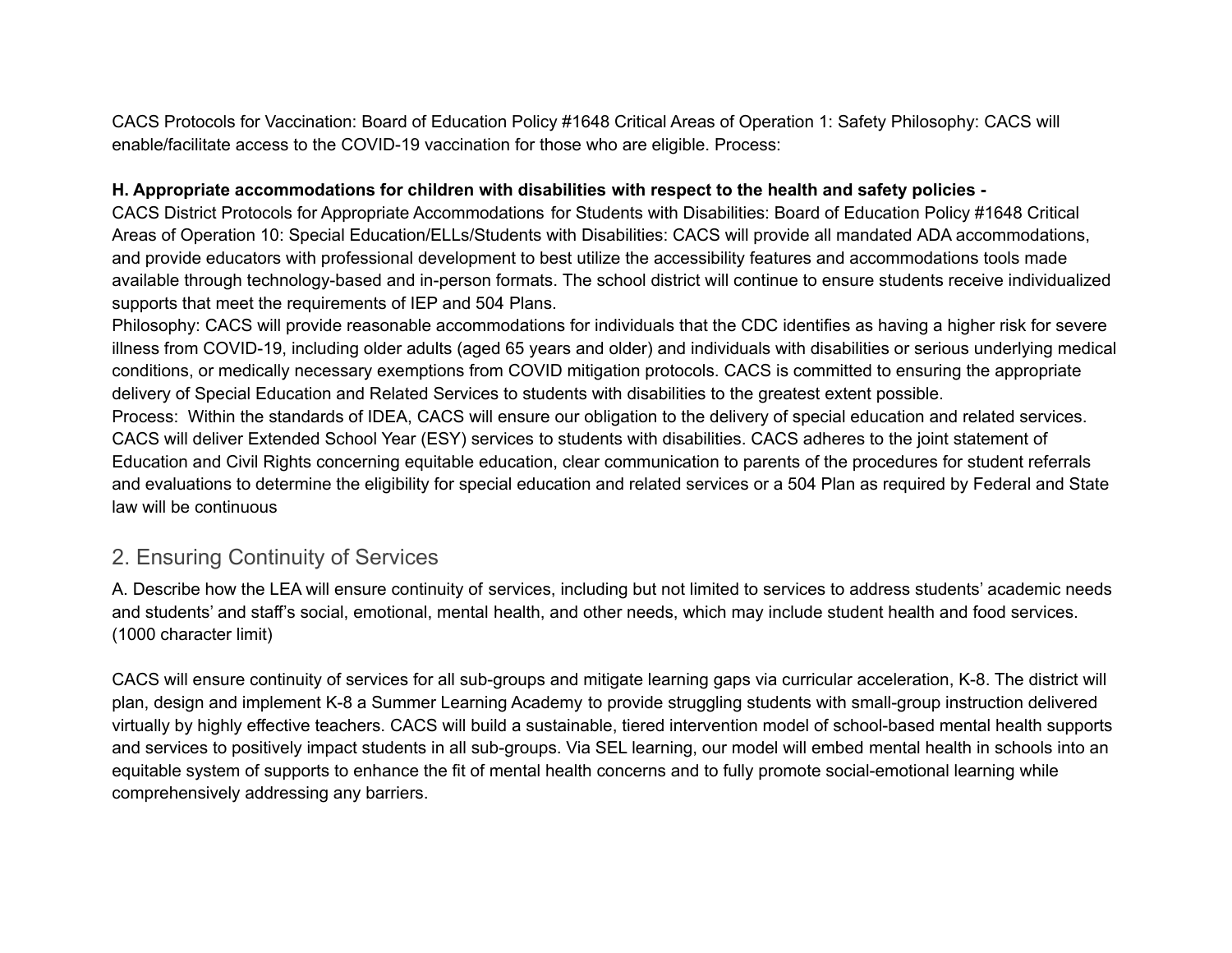CACS Protocols for Vaccination: Board of Education Policy #1648 Critical Areas of Operation 1: Safety Philosophy: CACS will enable/facilitate access to the COVID-19 vaccination for those who are eligible. Process:

**H. Appropriate accommodations for children with disabilities with respect to the health and safety policies -**

CACS District Protocols for Appropriate Accommodations for Students with Disabilities: Board of Education Policy #1648 Critical Areas of Operation 10: Special Education/ELLs/Students with Disabilities: CACS will provide all mandated ADA accommodations, and provide educators with professional development to best utilize the accessibility features and accommodations tools made available through technology-based and in-person formats. The school district will continue to ensure students receive individualized supports that meet the requirements of IEP and 504 Plans.

Philosophy: CACS will provide reasonable accommodations for individuals that the CDC identifies as having a higher risk for severe illness from COVID-19, including older adults (aged 65 years and older) and individuals with disabilities or serious underlying medical conditions, or medically necessary exemptions from COVID mitigation protocols. CACS is committed to ensuring the appropriate delivery of Special Education and Related Services to students with disabilities to the greatest extent possible.

Process: Within the standards of IDEA, CACS will ensure our obligation to the delivery of special education and related services. CACS will deliver Extended School Year (ESY) services to students with disabilities. CACS adheres to the joint statement of Education and Civil Rights concerning equitable education, clear communication to parents of the procedures for student referrals and evaluations to determine the eligibility for special education and related services or a 504 Plan as required by Federal and State law will be continuous

## 2. Ensuring Continuity of Services

A. Describe how the LEA will ensure continuity of services, including but not limited to services to address students' academic needs and students' and staff's social, emotional, mental health, and other needs, which may include student health and food services. (1000 character limit)

CACS will ensure continuity of services for all sub-groups and mitigate learning gaps via curricular acceleration, K-8. The district will plan, design and implement K-8 a Summer Learning Academy to provide struggling students with small-group instruction delivered virtually by highly effective teachers. CACS will build a sustainable, tiered intervention model of school-based mental health supports and services to positively impact students in all sub-groups. Via SEL learning, our model will embed mental health in schools into an equitable system of supports to enhance the fit of mental health concerns and to fully promote social-emotional learning while comprehensively addressing any barriers.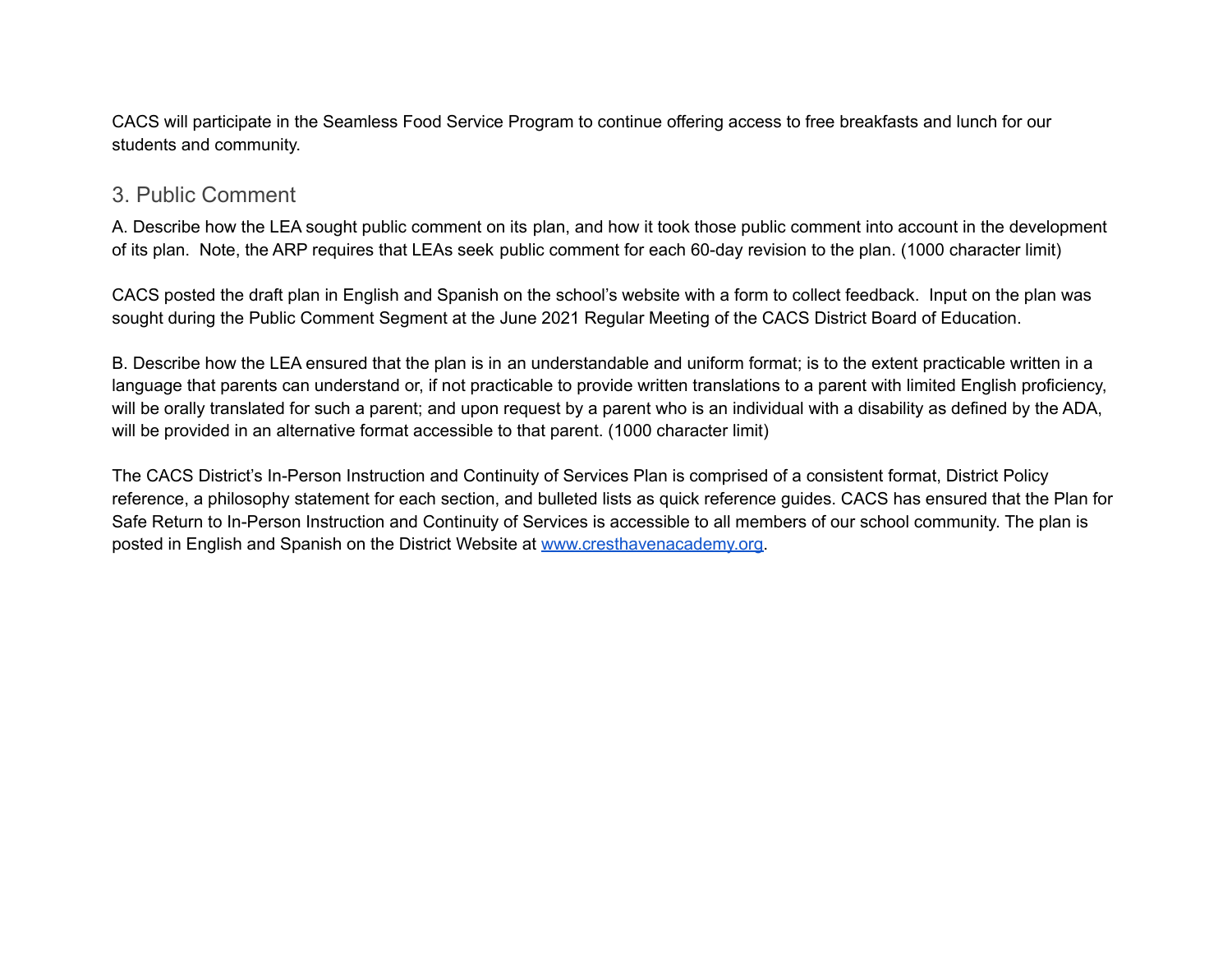CACS will participate in the Seamless Food Service Program to continue offering access to free breakfasts and lunch for our students and community.

## 3. Public Comment

A. Describe how the LEA sought public comment on its plan, and how it took those public comment into account in the development of its plan. Note, the ARP requires that LEAs seek public comment for each 60-day revision to the plan. (1000 character limit)

CACS posted the draft plan in English and Spanish on the school's website with a form to collect feedback. Input on the plan was sought during the Public Comment Segment at the June 2021 Regular Meeting of the CACS District Board of Education.

B. Describe how the LEA ensured that the plan is in an understandable and uniform format; is to the extent practicable written in a language that parents can understand or, if not practicable to provide written translations to a parent with limited English proficiency, will be orally translated for such a parent; and upon request by a parent who is an individual with a disability as defined by the ADA, will be provided in an alternative format accessible to that parent. (1000 character limit)

The CACS District's In-Person Instruction and Continuity of Services Plan is comprised of a consistent format, District Policy reference, a philosophy statement for each section, and bulleted lists as quick reference guides. CACS has ensured that the Plan for Safe Return to In-Person Instruction and Continuity of Services is accessible to all members of our school community. The plan is posted in English and Spanish on the District Website at [www.cresthavenacademy.org](http://www.cresthavenacademy.org).